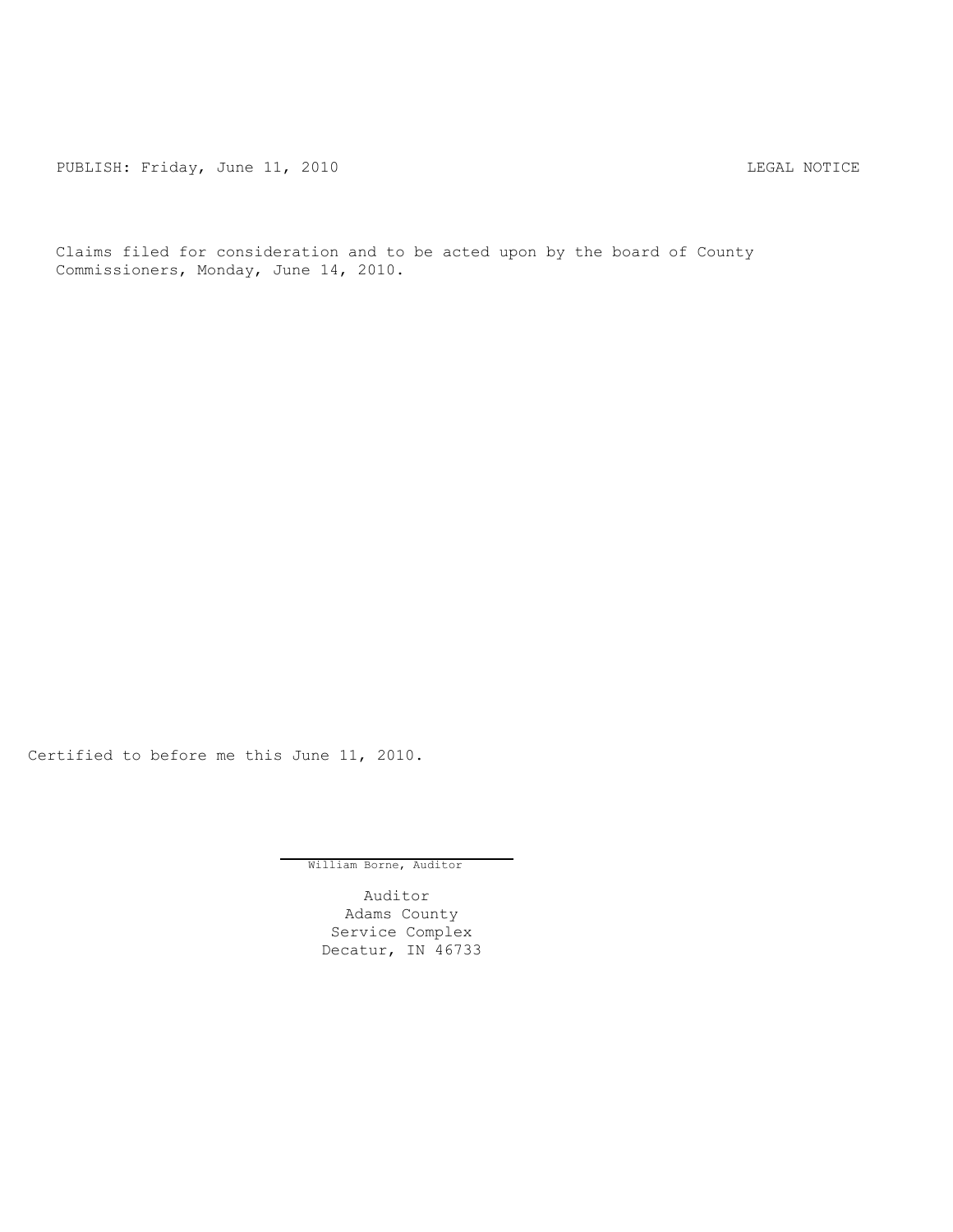PUBLISH: Friday, June 11, 2010 LEGAL NOTICE

Claims filed for consideration and to be acted upon by the board of County Commissioners, Monday, June 14, 2010.

Certified to before me this June 11, 2010.

William Borne, Auditor

Auditor
Adams County
Service Complex
Decatur, IN 46733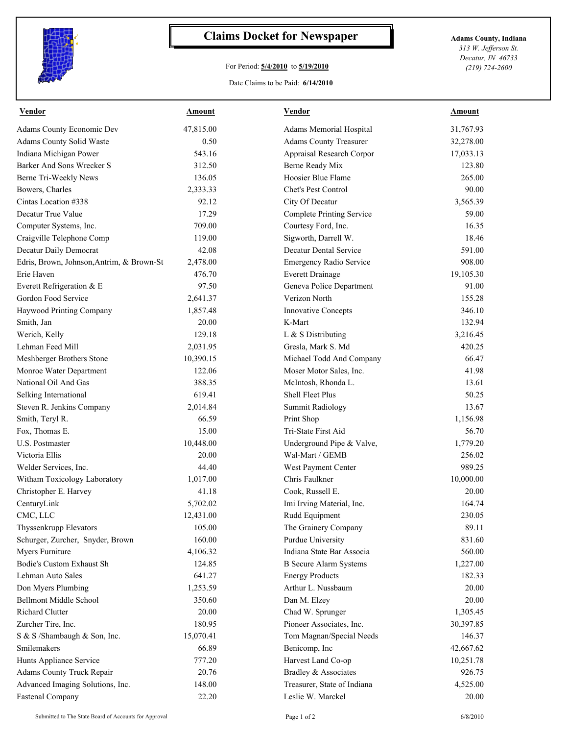# Claims Docket for Newspaper

For Period: **5/4/2010** to **5/19/2010**

Date Claims to be Paid: **6/14/2010**

**Adams County, Indiana**
*313 W. Jefferson St.*
*Decatur, IN 46733*
*(219) 724-2600*

| Vendor | Amount | Vendor | Amount |
|---|---|---|---|
| Adams County Economic Dev | 47,815.00 | Adams Memorial Hospital | 31,767.93 |
| Adams County Solid Waste | 0.50 | Adams County Treasurer | 32,278.00 |
| Indiana Michigan Power | 543.16 | Appraisal Research Corpor | 17,033.13 |
| Barker And Sons Wrecker S | 312.50 | Berne Ready Mix | 123.80 |
| Berne Tri-Weekly News | 136.05 | Hoosier Blue Flame | 265.00 |
| Bowers, Charles | 2,333.33 | Chet's Pest Control | 90.00 |
| Cintas Location #338 | 92.12 | City Of Decatur | 3,565.39 |
| Decatur True Value | 17.29 | Complete Printing Service | 59.00 |
| Computer Systems, Inc. | 709.00 | Courtesy Ford, Inc. | 16.35 |
| Craigville Telephone Comp | 119.00 | Sigworth, Darrell W. | 18.46 |
| Decatur Daily Democrat | 42.08 | Decatur Dental Service | 591.00 |
| Edris, Brown, Johnson,Antrim, & Brown-St | 2,478.00 | Emergency Radio Service | 908.00 |
| Erie Haven | 476.70 | Everett Drainage | 19,105.30 |
| Everett Refrigeration & E | 97.50 | Geneva Police Department | 91.00 |
| Gordon Food Service | 2,641.37 | Verizon North | 155.28 |
| Haywood Printing Company | 1,857.48 | Innovative Concepts | 346.10 |
| Smith, Jan | 20.00 | K-Mart | 132.94 |
| Werich, Kelly | 129.18 | L & S Distributing | 3,216.45 |
| Lehman Feed Mill | 2,031.95 | Gresla, Mark S. Md | 420.25 |
| Meshberger Brothers Stone | 10,390.15 | Michael Todd And Company | 66.47 |
| Monroe Water Department | 122.06 | Moser Motor Sales, Inc. | 41.98 |
| National Oil And Gas | 388.35 | McIntosh, Rhonda L. | 13.61 |
| Selking International | 619.41 | Shell Fleet Plus | 50.25 |
| Steven R. Jenkins Company | 2,014.84 | Summit Radiology | 13.67 |
| Smith, Teryl R. | 66.59 | Print Shop | 1,156.98 |
| Fox, Thomas E. | 15.00 | Tri-State First Aid | 56.70 |
| U.S. Postmaster | 10,448.00 | Underground Pipe & Valve, | 1,779.20 |
| Victoria Ellis | 20.00 | Wal-Mart / GEMB | 256.02 |
| Welder Services, Inc. | 44.40 | West Payment Center | 989.25 |
| Witham Toxicology Laboratory | 1,017.00 | Chris Faulkner | 10,000.00 |
| Christopher E. Harvey | 41.18 | Cook, Russell E. | 20.00 |
| CenturyLink | 5,702.02 | Imi Irving Material, Inc. | 164.74 |
| CMC, LLC | 12,431.00 | Rudd Equipment | 230.05 |
| Thyssenkrupp Elevators | 105.00 | The Grainery Company | 89.11 |
| Schurger, Zurcher, Snyder, Brown | 160.00 | Purdue University | 831.60 |
| Myers Furniture | 4,106.32 | Indiana State Bar Associa | 560.00 |
| Bodie's Custom Exhaust Sh | 124.85 | B Secure Alarm Systems | 1,227.00 |
| Lehman Auto Sales | 641.27 | Energy Products | 182.33 |
| Don Myers Plumbing | 1,253.59 | Arthur L. Nussbaum | 20.00 |
| Bellmont Middle School | 350.60 | Dan M. Elzey | 20.00 |
| Richard Clutter | 20.00 | Chad W. Sprunger | 1,305.45 |
| Zurcher Tire, Inc. | 180.95 | Pioneer Associates, Inc. | 30,397.85 |
| S & S /Shambaugh & Son, Inc. | 15,070.41 | Tom Magnan/Special Needs | 146.37 |
| Smilemakers | 66.89 | Benicomp, Inc | 42,667.62 |
| Hunts Appliance Service | 777.20 | Harvest Land Co-op | 10,251.78 |
| Adams County Truck Repair | 20.76 | Bradley & Associates | 926.75 |
| Advanced Imaging Solutions, Inc. | 148.00 | Treasurer, State of Indiana | 4,525.00 |
| Fastenal Company | 22.20 | Leslie W. Marckel | 20.00 |

Submitted to The State Board of Accounts for Approval

6/8/2010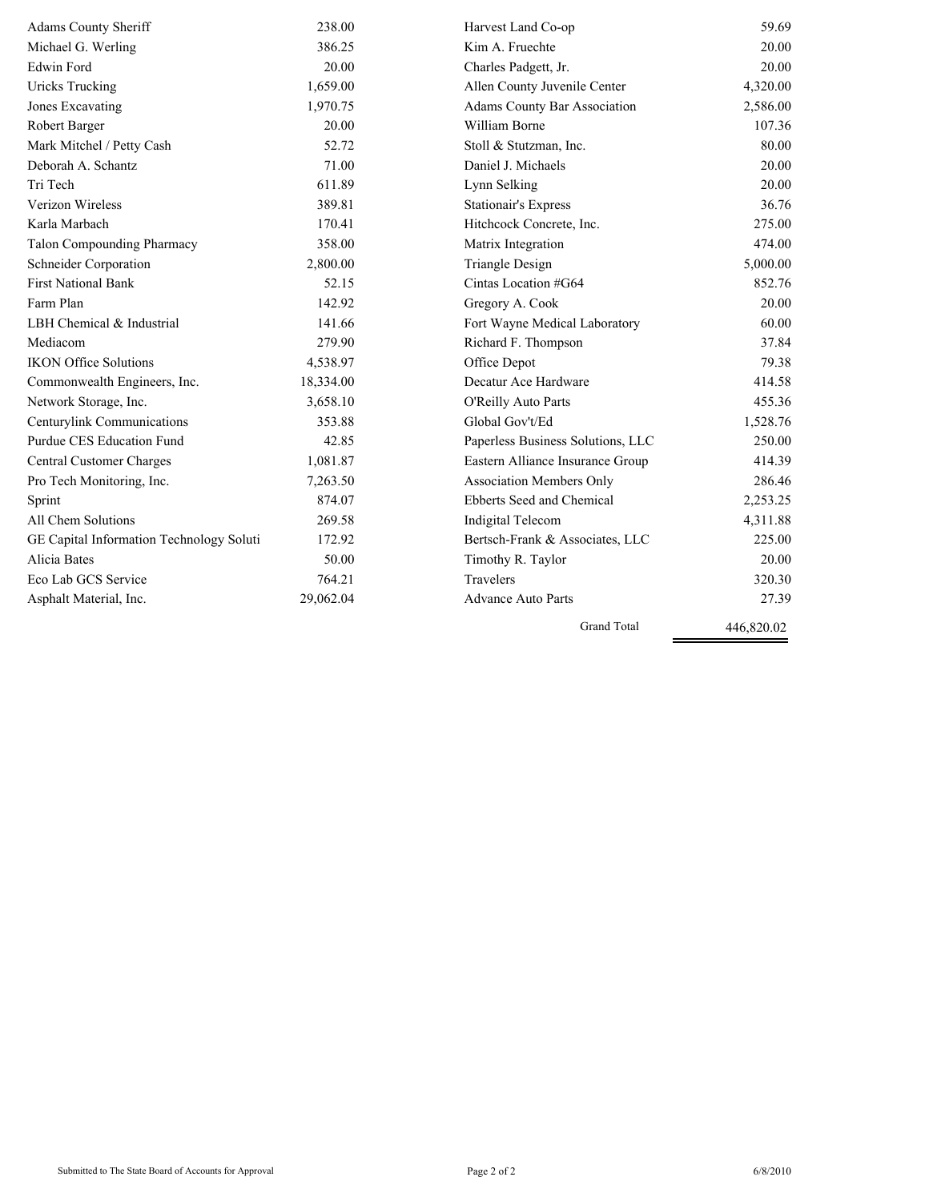| | | | |
|---|---|---|---|
| Adams County Sheriff | 238.00 | Harvest Land Co-op | 59.69 |
| Michael G. Werling | 386.25 | Kim A. Fruechte | 20.00 |
| Edwin Ford | 20.00 | Charles Padgett, Jr. | 20.00 |
| Uricks Trucking | 1,659.00 | Allen County Juvenile Center | 4,320.00 |
| Jones Excavating | 1,970.75 | Adams County Bar Association | 2,586.00 |
| Robert Barger | 20.00 | William Borne | 107.36 |
| Mark Mitchel / Petty Cash | 52.72 | Stoll & Stutzman, Inc. | 80.00 |
| Deborah A. Schantz | 71.00 | Daniel J. Michaels | 20.00 |
| Tri Tech | 611.89 | Lynn Selking | 20.00 |
| Verizon Wireless | 389.81 | Stationair's Express | 36.76 |
| Karla Marbach | 170.41 | Hitchcock Concrete, Inc. | 275.00 |
| Talon Compounding Pharmacy | 358.00 | Matrix Integration | 474.00 |
| Schneider Corporation | 2,800.00 | Triangle Design | 5,000.00 |
| First National Bank | 52.15 | Cintas Location #G64 | 852.76 |
| Farm Plan | 142.92 | Gregory A. Cook | 20.00 |
| LBH Chemical & Industrial | 141.66 | Fort Wayne Medical Laboratory | 60.00 |
| Mediacom | 279.90 | Richard F. Thompson | 37.84 |
| IKON Office Solutions | 4,538.97 | Office Depot | 79.38 |
| Commonwealth Engineers, Inc. | 18,334.00 | Decatur Ace Hardware | 414.58 |
| Network Storage, Inc. | 3,658.10 | O'Reilly Auto Parts | 455.36 |
| Centurylink Communications | 353.88 | Global Gov't/Ed | 1,528.76 |
| Purdue CES Education Fund | 42.85 | Paperless Business Solutions, LLC | 250.00 |
| Central Customer Charges | 1,081.87 | Eastern Alliance Insurance Group | 414.39 |
| Pro Tech Monitoring, Inc. | 7,263.50 | Association Members Only | 286.46 |
| Sprint | 874.07 | Ebberts Seed and Chemical | 2,253.25 |
| All Chem Solutions | 269.58 | Indigital Telecom | 4,311.88 |
| GE Capital Information Technology Soluti | 172.92 | Bertsch-Frank & Associates, LLC | 225.00 |
| Alicia Bates | 50.00 | Timothy R. Taylor | 20.00 |
| Eco Lab GCS Service | 764.21 | Travelers | 320.30 |
| Asphalt Material, Inc. | 29,062.04 | Advance Auto Parts | 27.39 |
| | | Grand Total | 446,820.02 |

Submitted to The State Board of Accounts for Approval

6/8/2010